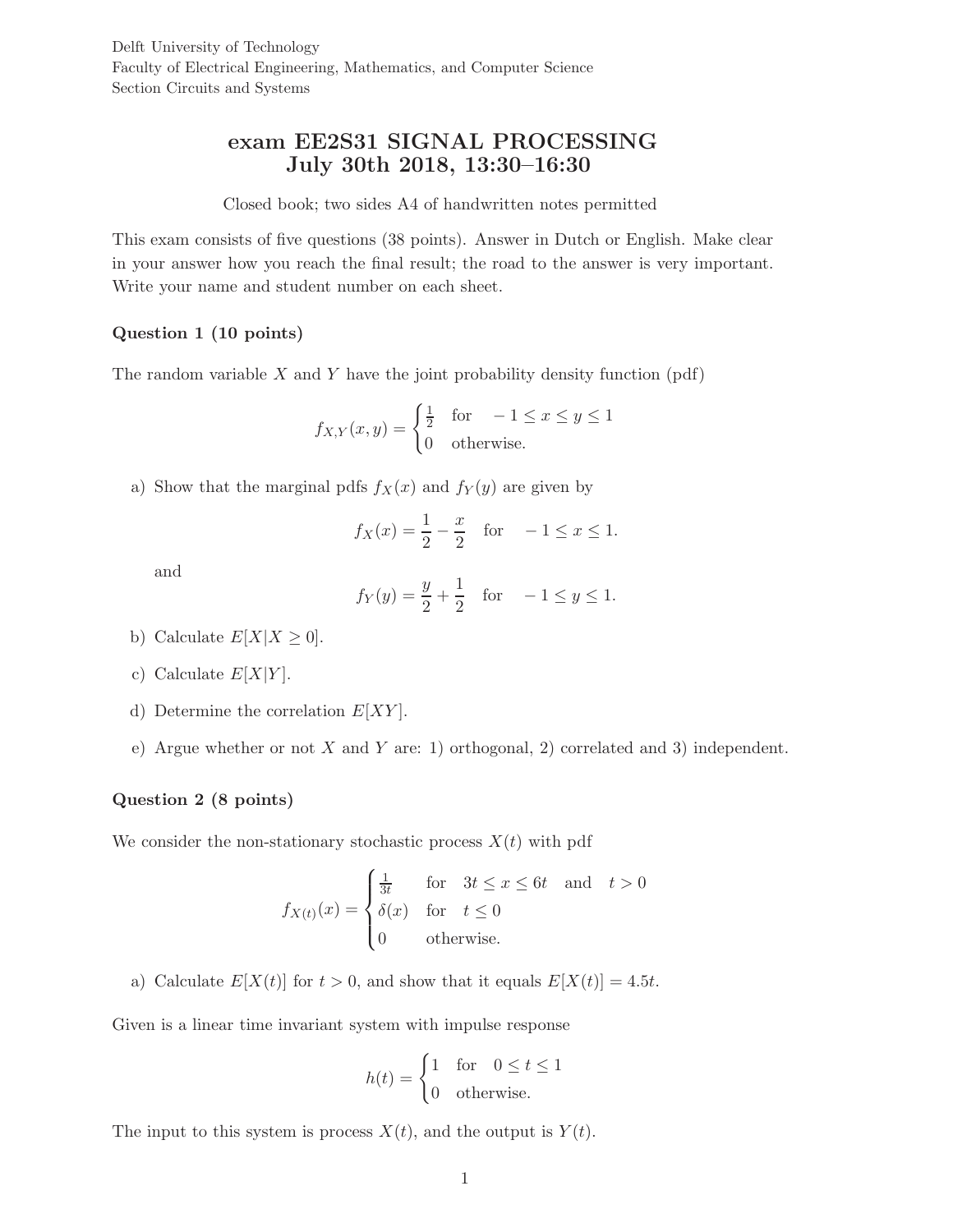Delft University of Technology
Faculty of Electrical Engineering, Mathematics, and Computer Science
Section Circuits and Systems

# exam EE2S31 SIGNAL PROCESSING
## July 30th 2018, 13:30–16:30

Closed book; two sides A4 of handwritten notes permitted

This exam consists of five questions (38 points). Answer in Dutch or English. Make clear in your answer how you reach the final result; the road to the answer is very important. Write your name and student number on each sheet.

### Question 1 (10 points)

The random variable $X$ and $Y$ have the joint probability density function (pdf)

$$f_{X,Y}(x,y) = \begin{cases} \frac{1}{2} & \text{for} \quad -1 \leq x \leq y \leq 1 \\ 0 & \text{otherwise.} \end{cases}$$

a) Show that the marginal pdfs $f_X(x)$ and $f_Y(y)$ are given by

$$f_X(x) = \frac{1}{2} - \frac{x}{2} \quad \text{for} \quad -1 \leq x \leq 1.$$

and

$$f_Y(y) = \frac{y}{2} + \frac{1}{2} \quad \text{for} \quad -1 \leq y \leq 1.$$

b) Calculate $E[X|X \geq 0]$.

c) Calculate $E[X|Y]$.

d) Determine the correlation $E[XY]$.

e) Argue whether or not $X$ and $Y$ are: 1) orthogonal, 2) correlated and 3) independent.

### Question 2 (8 points)

We consider the non-stationary stochastic process $X(t)$ with pdf

$$f_{X(t)}(x) = \begin{cases} \frac{1}{3t} & \text{for} \quad 3t \leq x \leq 6t \quad \text{and} \quad t > 0 \\ \delta(x) & \text{for} \quad t \leq 0 \\ 0 & \text{otherwise.} \end{cases}$$

a) Calculate $E[X(t)]$ for $t > 0$, and show that it equals $E[X(t)] = 4.5t$.

Given is a linear time invariant system with impulse response

$$h(t) = \begin{cases} 1 & \text{for} \quad 0 \leq t \leq 1 \\ 0 & \text{otherwise.} \end{cases}$$

The input to this system is process $X(t)$, and the output is $Y(t)$.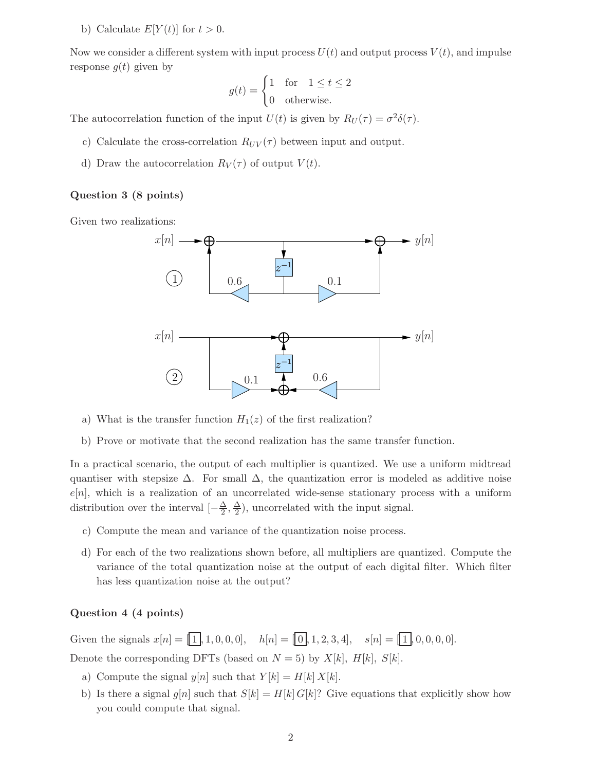b) Calculate $E[Y(t)]$ for $t > 0$.

Now we consider a different system with input process $U(t)$ and output process $V(t)$, and impulse response $g(t)$ given by

$$g(t) = \begin{cases} 1 & \text{for} \quad 1 \le t \le 2 \\ 0 & \text{otherwise.} \end{cases}$$

The autocorrelation function of the input $U(t)$ is given by $R_U(\tau) = \sigma^2 \delta(\tau)$.

c) Calculate the cross-correlation $R_{UV}(\tau)$ between input and output.

d) Draw the autocorrelation $R_V(\tau)$ of output $V(t)$.

### Question 3 (8 points)

Given two realizations:

a) What is the transfer function $H_1(z)$ of the first realization?

b) Prove or motivate that the second realization has the same transfer function.

In a practical scenario, the output of each multiplier is quantized. We use a uniform midtread quantiser with stepsize $\Delta$. For small $\Delta$, the quantization error is modeled as additive noise $e[n]$, which is a realization of an uncorrelated wide-sense stationary process with a uniform distribution over the interval $[-\frac{\Delta}{2}, \frac{\Delta}{2})$, uncorrelated with the input signal.

c) Compute the mean and variance of the quantization noise process.

d) For each of the two realizations shown before, all multipliers are quantized. Compute the variance of the total quantization noise at the output of each digital filter. Which filter has less quantization noise at the output?

### Question 4 (4 points)

Given the signals $x[n] = [\boxed{1}, 1, 0, 0, 0]$, $\quad h[n] = [\boxed{0}, 1, 2, 3, 4]$, $\quad s[n] = [\boxed{1}, 0, 0, 0, 0]$.

Denote the corresponding DFTs (based on $N = 5$) by $X[k]$, $H[k]$, $S[k]$.

a) Compute the signal $y[n]$ such that $Y[k] = H[k]\, X[k]$.

b) Is there a signal $g[n]$ such that $S[k] = H[k]\, G[k]$? Give equations that explicitly show how you could compute that signal.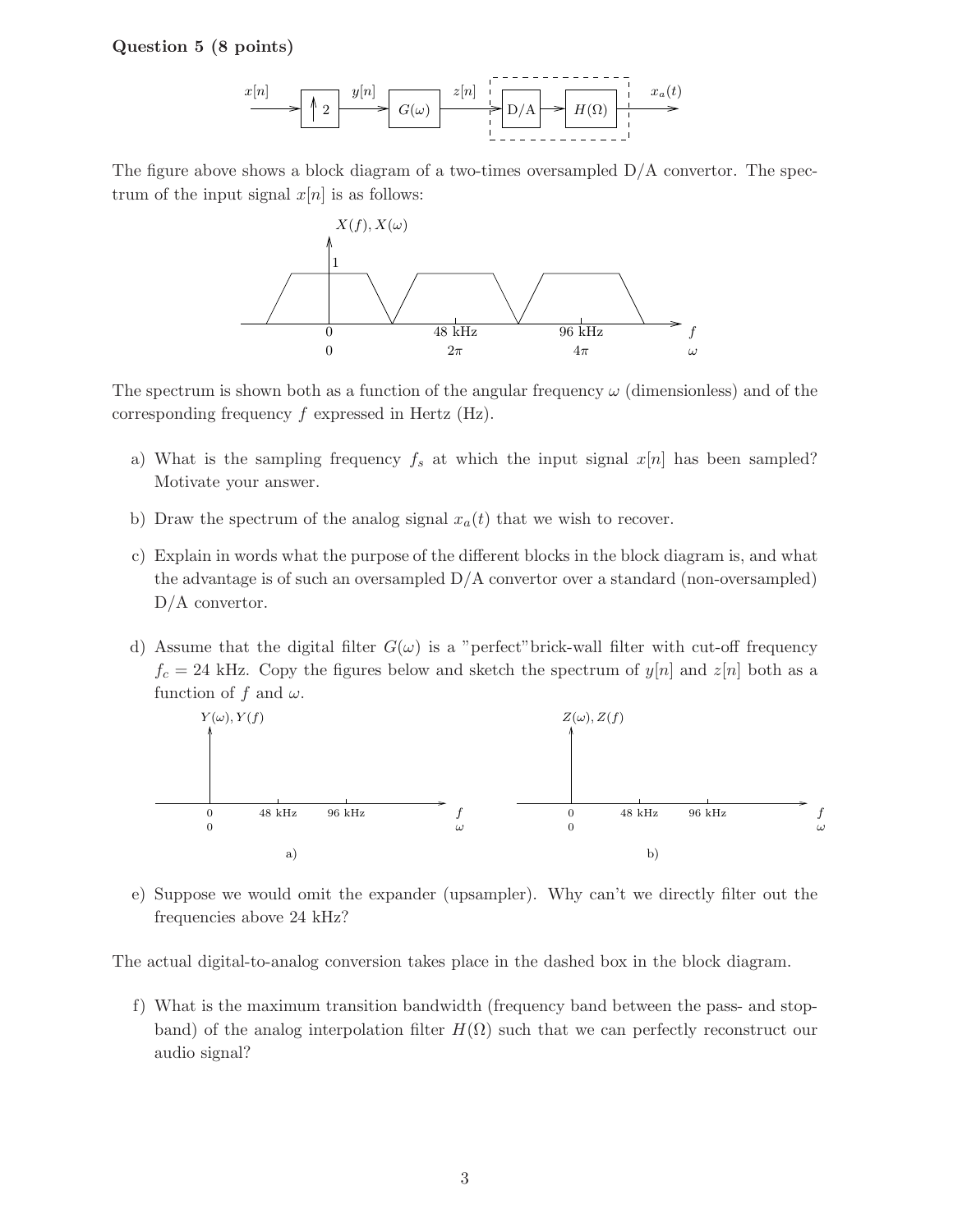## Question 5 (8 points)

$x[n]$ → $\uparrow 2$ → $y[n]$ → $G(\omega)$ → $z[n]$ → D/A → $H(\Omega)$ → $x_a(t)$

The figure above shows a block diagram of a two-times oversampled D/A convertor. The spectrum of the input signal $x[n]$ is as follows:

$X(f), X(\omega)$

1

0 48 kHz 96 kHz $f$

0 $2\pi$ $4\pi$ $\omega$

The spectrum is shown both as a function of the angular frequency $\omega$ (dimensionless) and of the corresponding frequency $f$ expressed in Hertz (Hz).

a) What is the sampling frequency $f_s$ at which the input signal $x[n]$ has been sampled? Motivate your answer.

b) Draw the spectrum of the analog signal $x_a(t)$ that we wish to recover.

c) Explain in words what the purpose of the different blocks in the block diagram is, and what the advantage is of such an oversampled D/A convertor over a standard (non-oversampled) D/A convertor.

d) Assume that the digital filter $G(\omega)$ is a "perfect"brick-wall filter with cut-off frequency $f_c = 24$ kHz. Copy the figures below and sketch the spectrum of $y[n]$ and $z[n]$ both as a function of $f$ and $\omega$.

$Y(\omega), Y(f)$

0 48 kHz 96 kHz $f$

0 $\omega$

a)

$Z(\omega), Z(f)$

0 48 kHz 96 kHz $f$

0 $\omega$

b)

e) Suppose we would omit the expander (upsampler). Why can't we directly filter out the frequencies above 24 kHz?

The actual digital-to-analog conversion takes place in the dashed box in the block diagram.

f) What is the maximum transition bandwidth (frequency band between the pass- and stop-band) of the analog interpolation filter $H(\Omega)$ such that we can perfectly reconstruct our audio signal?